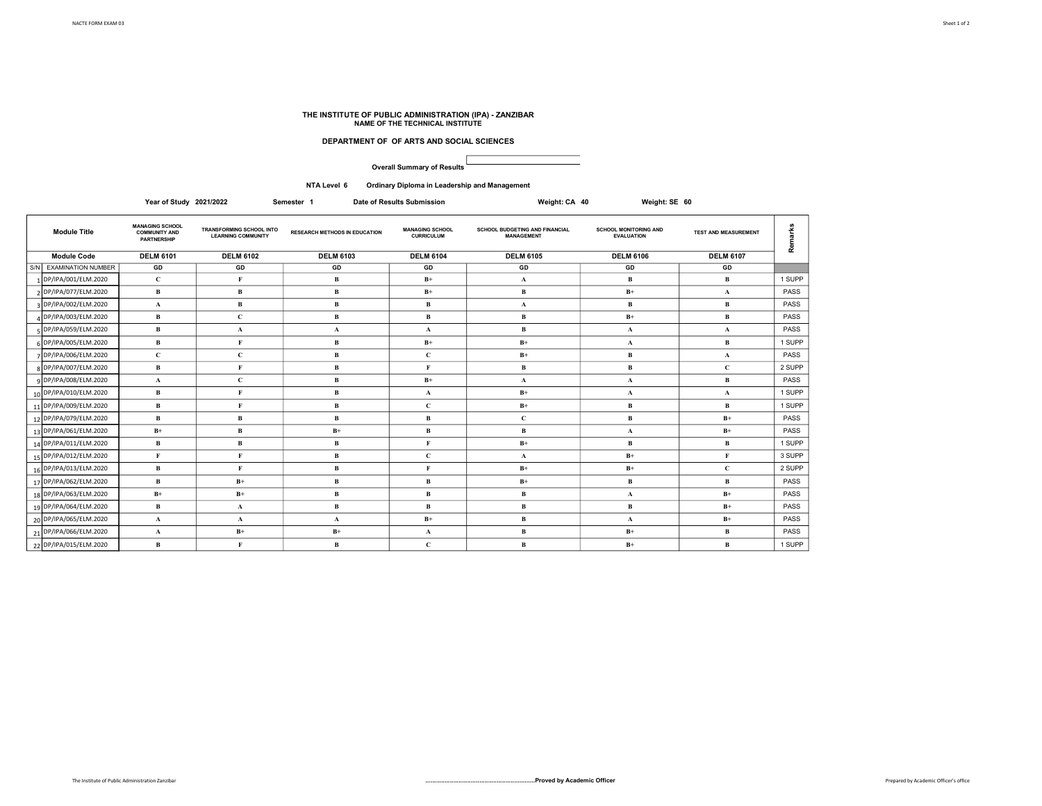# THE INSTITUTE OF PUBLIC ADMINISTRATION (IPA) - ZANZIBAR

NAME OF THE TECHNICAL INSTITUTE

## DEPARTMENT OF OF ARTS AND SOCIAL SCIENCES

**Overall Summary of Results**

**NTA Level 6** **Ordinary Diploma in Leadership and Management**

**Year of Study 2021/2022** **Semester 1** **Date of Results Submission** **Weight: CA 40** **Weight: SE 60**

| | Module Title | MANAGING SCHOOL COMMUNITY AND PARTNERSHIP | TRANSFORMING SCHOOL INTO LEARNING COMMUNITY | RESEARCH METHODS IN EDUCATION | MANAGING SCHOOL CURRICULUM | SCHOOL BUDGETING AND FINANCIAL MANAGEMENT | SCHOOL MONITORING AND EVALUATION | TEST AND MEASUREMENT | Remarks |
|---|---|---|---|---|---|---|---|---|---|
| | Module Code | DELM 6101 | DELM 6102 | DELM 6103 | DELM 6104 | DELM 6105 | DELM 6106 | DELM 6107 | |
| S/N | EXAMINATION NUMBER | GD | GD | GD | GD | GD | GD | GD | |
| 1 | DP/IPA/001/ELM.2020 | C | F | B | B+ | A | B | B | 1 SUPP |
| 2 | DP/IPA/077/ELM.2020 | B | B | B | B+ | B | B+ | A | PASS |
| 3 | DP/IPA/002/ELM.2020 | A | B | B | B | A | B | B | PASS |
| 4 | DP/IPA/003/ELM.2020 | B | C | B | B | B | B+ | B | PASS |
| 5 | DP/IPA/059/ELM.2020 | B | A | A | A | B | A | A | PASS |
| 6 | DP/IPA/005/ELM.2020 | B | F | B | B+ | B+ | A | B | 1 SUPP |
| 7 | DP/IPA/006/ELM.2020 | C | C | B | C | B+ | B | A | PASS |
| 8 | DP/IPA/007/ELM.2020 | B | F | B | F | B | B | C | 2 SUPP |
| 9 | DP/IPA/008/ELM.2020 | A | C | B | B+ | A | A | B | PASS |
| 10 | DP/IPA/010/ELM.2020 | B | F | B | A | B+ | A | A | 1 SUPP |
| 11 | DP/IPA/009/ELM.2020 | B | F | B | C | B+ | B | B | 1 SUPP |
| 12 | DP/IPA/079/ELM.2020 | B | B | B | B | C | B | B+ | PASS |
| 13 | DP/IPA/061/ELM.2020 | B+ | B | B+ | B | B | A | B+ | PASS |
| 14 | DP/IPA/011/ELM.2020 | B | B | B | F | B+ | B | B | 1 SUPP |
| 15 | DP/IPA/012/ELM.2020 | F | F | B | C | A | B+ | F | 3 SUPP |
| 16 | DP/IPA/013/ELM.2020 | B | F | B | F | B+ | B+ | C | 2 SUPP |
| 17 | DP/IPA/062/ELM.2020 | B | B+ | B | B | B+ | B | B | PASS |
| 18 | DP/IPA/063/ELM.2020 | B+ | B+ | B | B | B | A | B+ | PASS |
| 19 | DP/IPA/064/ELM.2020 | B | A | B | B | B | B | B+ | PASS |
| 20 | DP/IPA/065/ELM.2020 | A | A | A | B+ | B | A | B+ | PASS |
| 21 | DP/IPA/066/ELM.2020 | A | B+ | B+ | A | B | B+ | B | PASS |
| 22 | DP/IPA/015/ELM.2020 | B | F | B | C | B | B+ | B | 1 SUPP |

The Institute of Public Administration Zanzibar

.........................................................................**Proved by Academic Officer**

Prepared by Academic Officer's office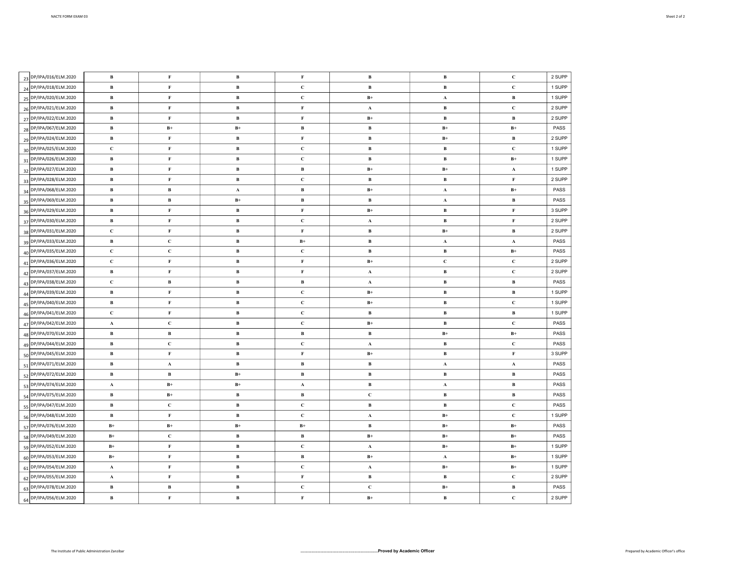| | | | | | | | | | |
|---|---|---|---|---|---|---|---|---|---|
| 23 | DP/IPA/016/ELM.2020 | B | F | B | F | B | B | C | 2 SUPP |
| 24 | DP/IPA/018/ELM.2020 | B | F | B | C | B | B | C | 1 SUPP |
| 25 | DP/IPA/020/ELM.2020 | B | F | B | C | B+ | A | B | 1 SUPP |
| 26 | DP/IPA/021/ELM.2020 | B | F | B | F | A | B | C | 2 SUPP |
| 27 | DP/IPA/022/ELM.2020 | B | F | B | F | B+ | B | B | 2 SUPP |
| 28 | DP/IPA/067/ELM.2020 | B | B+ | B+ | B | B | B+ | B+ | PASS |
| 29 | DP/IPA/024/ELM.2020 | B | F | B | F | B | B+ | B | 2 SUPP |
| 30 | DP/IPA/025/ELM.2020 | C | F | B | C | B | B | C | 1 SUPP |
| 31 | DP/IPA/026/ELM.2020 | B | F | B | C | B | B | B+ | 1 SUPP |
| 32 | DP/IPA/027/ELM.2020 | B | F | B | B | B+ | B+ | A | 1 SUPP |
| 33 | DP/IPA/028/ELM.2020 | B | F | B | C | B | B | F | 2 SUPP |
| 34 | DP/IPA/068/ELM.2020 | B | B | A | B | B+ | A | B+ | PASS |
| 35 | DP/IPA/069/ELM.2020 | B | B | B+ | B | B | A | B | PASS |
| 36 | DP/IPA/029/ELM.2020 | B | F | B | F | B+ | B | F | 3 SUPP |
| 37 | DP/IPA/030/ELM.2020 | B | F | B | C | A | B | F | 2 SUPP |
| 38 | DP/IPA/031/ELM.2020 | C | F | B | F | B | B+ | B | 2 SUPP |
| 39 | DP/IPA/033/ELM.2020 | B | C | B | B+ | B | A | A | PASS |
| 40 | DP/IPA/035/ELM.2020 | C | C | B | C | B | B | B+ | PASS |
| 41 | DP/IPA/036/ELM.2020 | C | F | B | F | B+ | C | C | 2 SUPP |
| 42 | DP/IPA/037/ELM.2020 | B | F | B | F | A | B | C | 2 SUPP |
| 43 | DP/IPA/038/ELM.2020 | C | B | B | B | A | B | B | PASS |
| 44 | DP/IPA/039/ELM.2020 | B | F | B | C | B+ | B | B | 1 SUPP |
| 45 | DP/IPA/040/ELM.2020 | B | F | B | C | B+ | B | C | 1 SUPP |
| 46 | DP/IPA/041/ELM.2020 | C | F | B | C | B | B | B | 1 SUPP |
| 47 | DP/IPA/042/ELM.2020 | A | C | B | C | B+ | B | C | PASS |
| 48 | DP/IPA/070/ELM.2020 | B | B | B | B | B | B+ | B+ | PASS |
| 49 | DP/IPA/044/ELM.2020 | B | C | B | C | A | B | C | PASS |
| 50 | DP/IPA/045/ELM.2020 | B | F | B | F | B+ | B | F | 3 SUPP |
| 51 | DP/IPA/071/ELM.2020 | B | A | B | B | B | A | A | PASS |
| 52 | DP/IPA/072/ELM.2020 | B | B | B+ | B | B | B | B | PASS |
| 53 | DP/IPA/074/ELM.2020 | A | B+ | B+ | A | B | A | B | PASS |
| 54 | DP/IPA/075/ELM.2020 | B | B+ | B | B | C | B | B | PASS |
| 55 | DP/IPA/047/ELM.2020 | B | C | B | C | B | B | C | PASS |
| 56 | DP/IPA/048/ELM.2020 | B | F | B | C | A | B+ | C | 1 SUPP |
| 57 | DP/IPA/076/ELM.2020 | B+ | B+ | B+ | B+ | B | B+ | B+ | PASS |
| 58 | DP/IPA/049/ELM.2020 | B+ | C | B | B | B+ | B+ | B+ | PASS |
| 59 | DP/IPA/052/ELM.2020 | B+ | F | B | C | A | B+ | B+ | 1 SUPP |
| 60 | DP/IPA/053/ELM.2020 | B+ | F | B | B | B+ | A | B+ | 1 SUPP |
| 61 | DP/IPA/054/ELM.2020 | A | F | B | C | A | B+ | B+ | 1 SUPP |
| 62 | DP/IPA/055/ELM.2020 | A | F | B | F | B | B | C | 2 SUPP |
| 63 | DP/IPA/078/ELM.2020 | B | B | B | C | C | B+ | B | PASS |
| 64 | DP/IPA/056/ELM.2020 | B | F | B | F | B+ | B | C | 2 SUPP |

The Institute of Public Administration Zanzibar

......................................................................**Proved by Academic Officer**

Prepared by Academic Officer's office